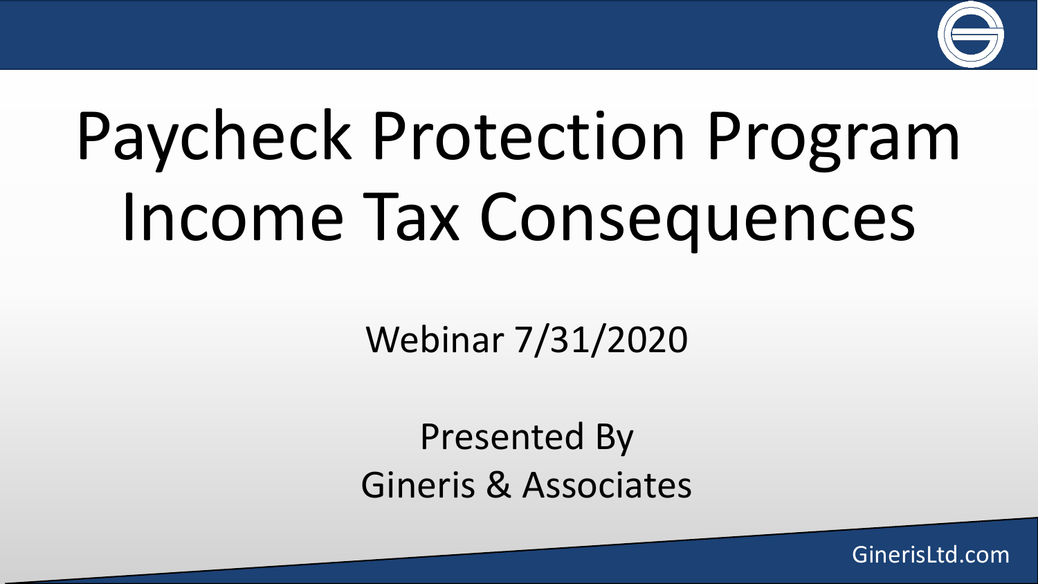# Paycheck Protection Program Income Tax Consequences

Webinar 7/31/2020

Presented By
Gineris & Associates

GinerisLtd.com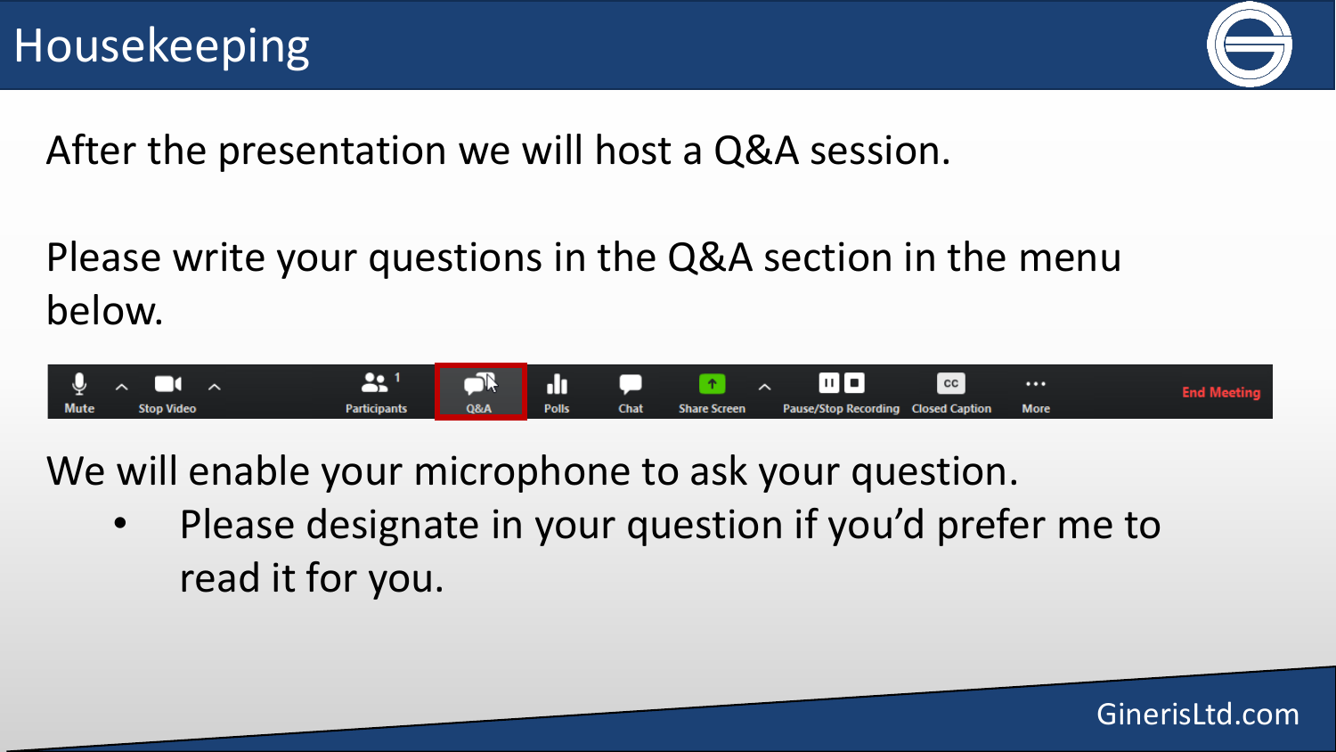# Housekeeping

After the presentation we will host a Q&A session.

Please write your questions in the Q&A section in the menu below.

Mute | Stop Video | Participants | Q&A | Polls | Chat | Share Screen | Pause/Stop Recording | Closed Caption | More | End Meeting

We will enable your microphone to ask your question.

- Please designate in your question if you'd prefer me to read it for you.

GinerisLtd.com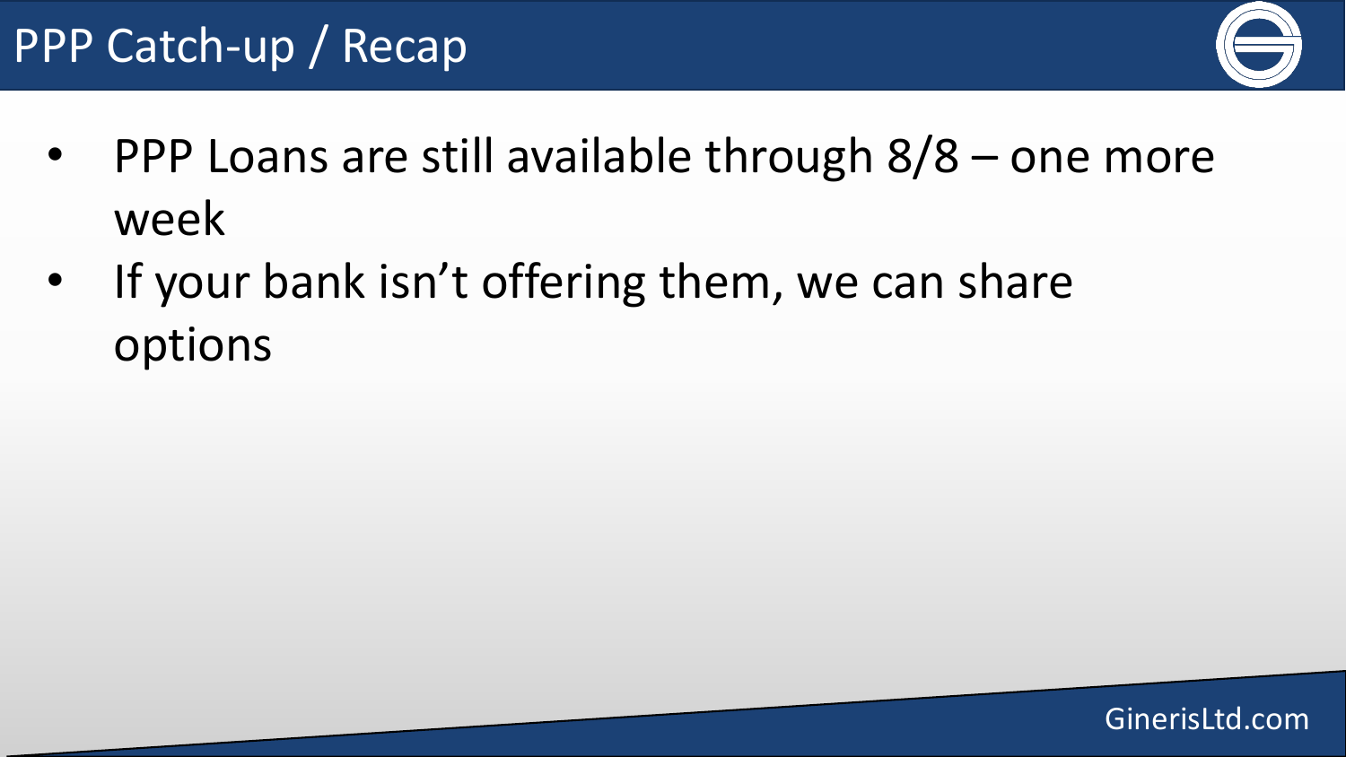# PPP Catch-up / Recap

- PPP Loans are still available through 8/8 – one more week
- If your bank isn't offering them, we can share options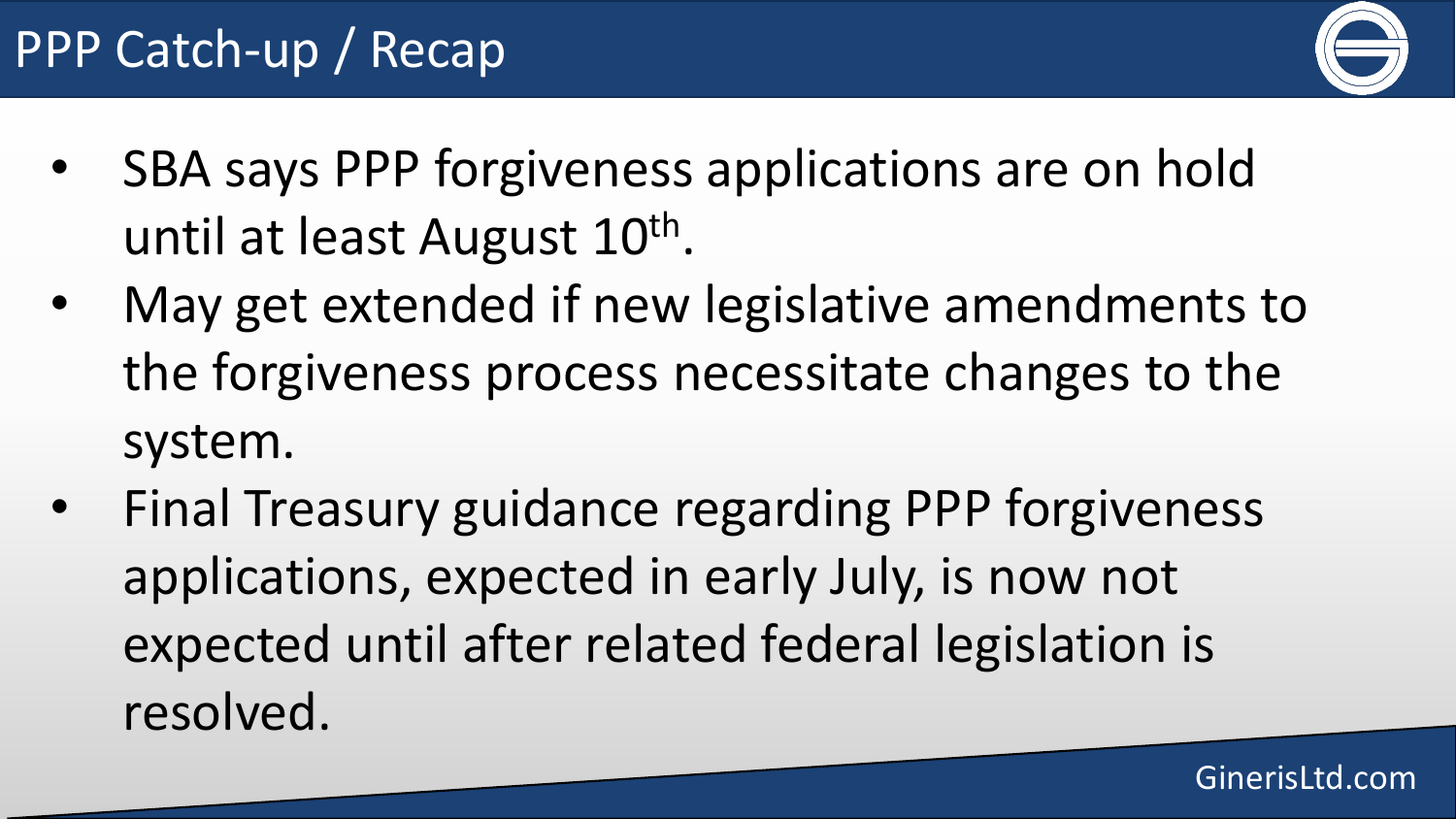# PPP Catch-up / Recap

- SBA says PPP forgiveness applications are on hold until at least August 10th.
- May get extended if new legislative amendments to the forgiveness process necessitate changes to the system.
- Final Treasury guidance regarding PPP forgiveness applications, expected in early July, is now not expected until after related federal legislation is resolved.

GinerisLtd.com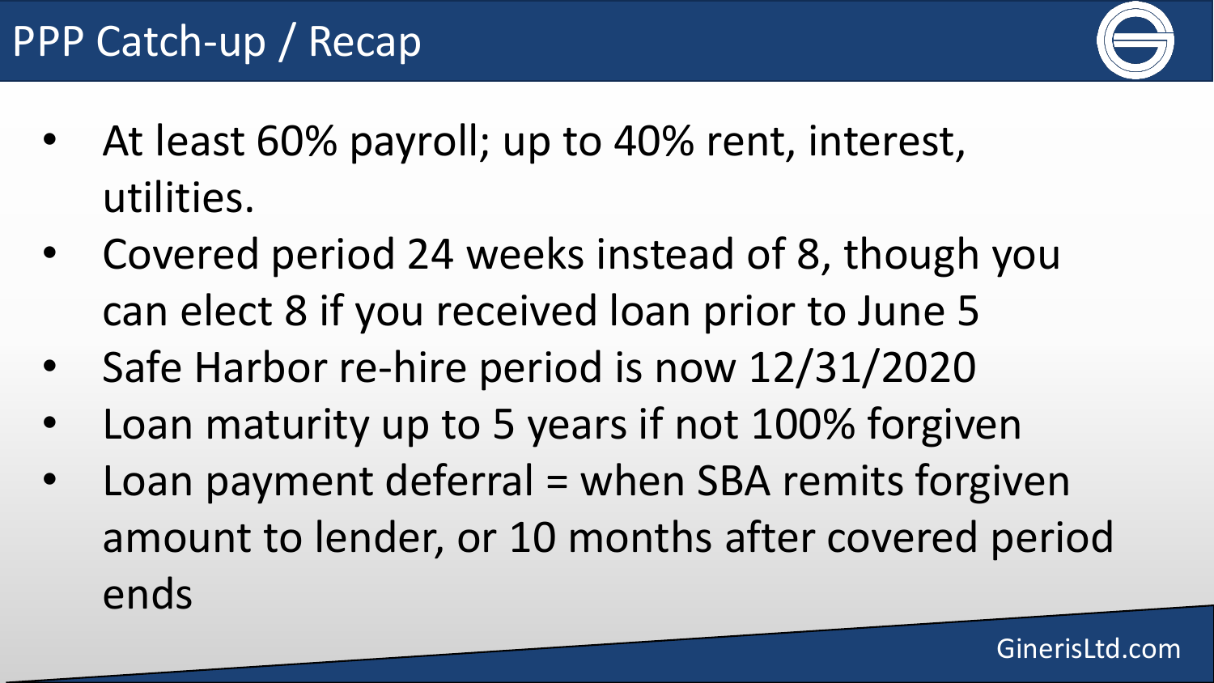# PPP Catch-up / Recap

- At least 60% payroll; up to 40% rent, interest, utilities.
- Covered period 24 weeks instead of 8, though you can elect 8 if you received loan prior to June 5
- Safe Harbor re-hire period is now 12/31/2020
- Loan maturity up to 5 years if not 100% forgiven
- Loan payment deferral = when SBA remits forgiven amount to lender, or 10 months after covered period ends

GinerisLtd.com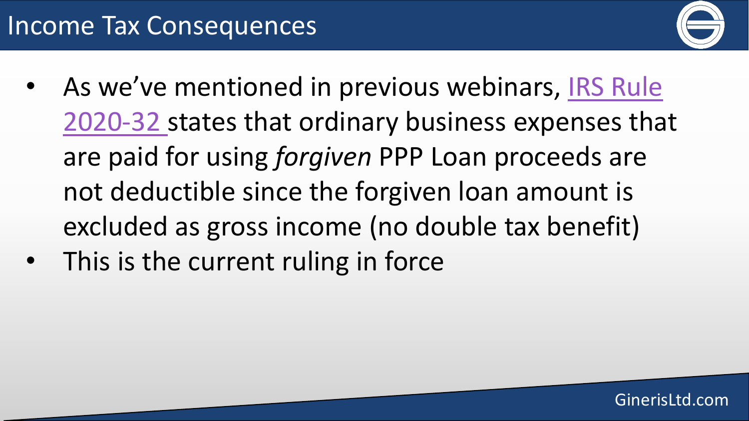# Income Tax Consequences

- As we've mentioned in previous webinars, IRS Rule 2020-32 states that ordinary business expenses that are paid for using *forgiven* PPP Loan proceeds are not deductible since the forgiven loan amount is excluded as gross income (no double tax benefit)
- This is the current ruling in force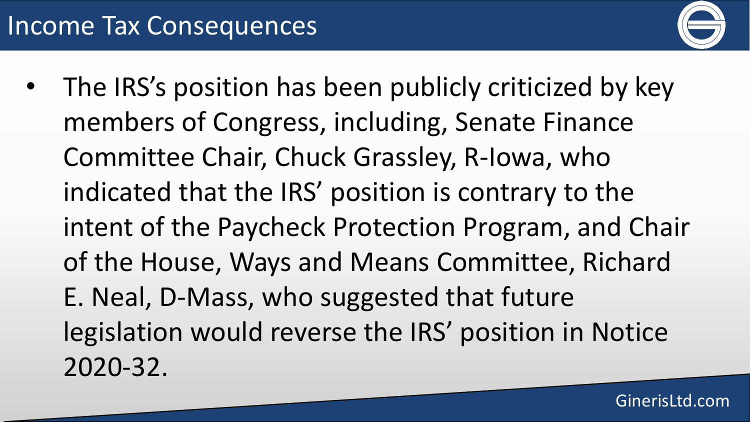# Income Tax Consequences

- The IRS's position has been publicly criticized by key members of Congress, including, Senate Finance Committee Chair, Chuck Grassley, R-Iowa, who indicated that the IRS' position is contrary to the intent of the Paycheck Protection Program, and Chair of the House, Ways and Means Committee, Richard E. Neal, D-Mass, who suggested that future legislation would reverse the IRS' position in Notice 2020-32.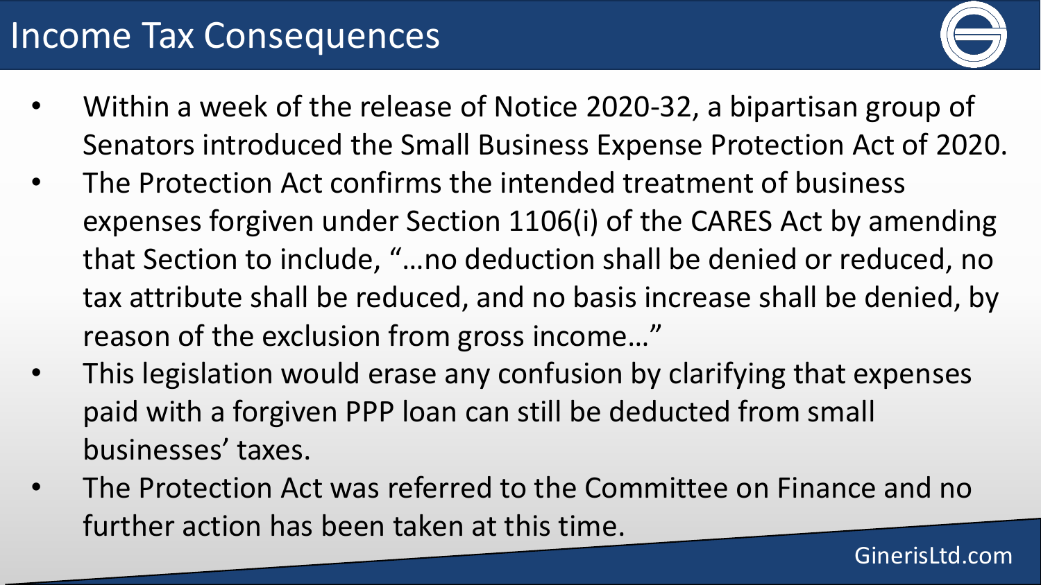# Income Tax Consequences

- Within a week of the release of Notice 2020-32, a bipartisan group of Senators introduced the Small Business Expense Protection Act of 2020.
- The Protection Act confirms the intended treatment of business expenses forgiven under Section 1106(i) of the CARES Act by amending that Section to include, "…no deduction shall be denied or reduced, no tax attribute shall be reduced, and no basis increase shall be denied, by reason of the exclusion from gross income…"
- This legislation would erase any confusion by clarifying that expenses paid with a forgiven PPP loan can still be deducted from small businesses' taxes.
- The Protection Act was referred to the Committee on Finance and no further action has been taken at this time.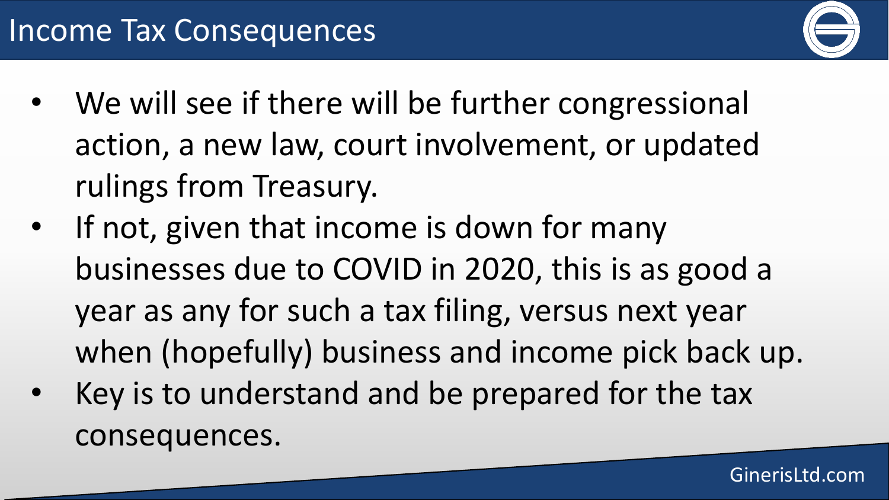# Income Tax Consequences

- We will see if there will be further congressional action, a new law, court involvement, or updated rulings from Treasury.
- If not, given that income is down for many businesses due to COVID in 2020, this is as good a year as any for such a tax filing, versus next year when (hopefully) business and income pick back up.
- Key is to understand and be prepared for the tax consequences.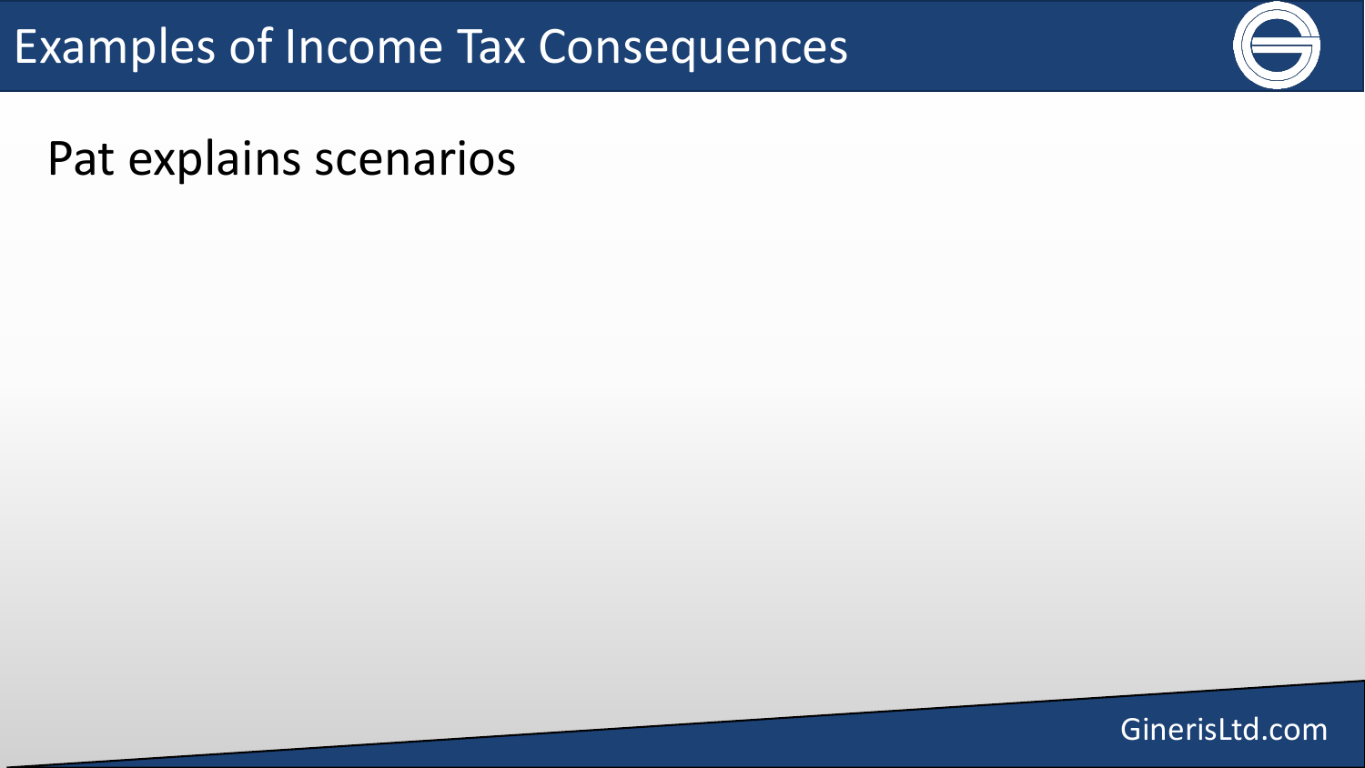# Examples of Income Tax Consequences

Pat explains scenarios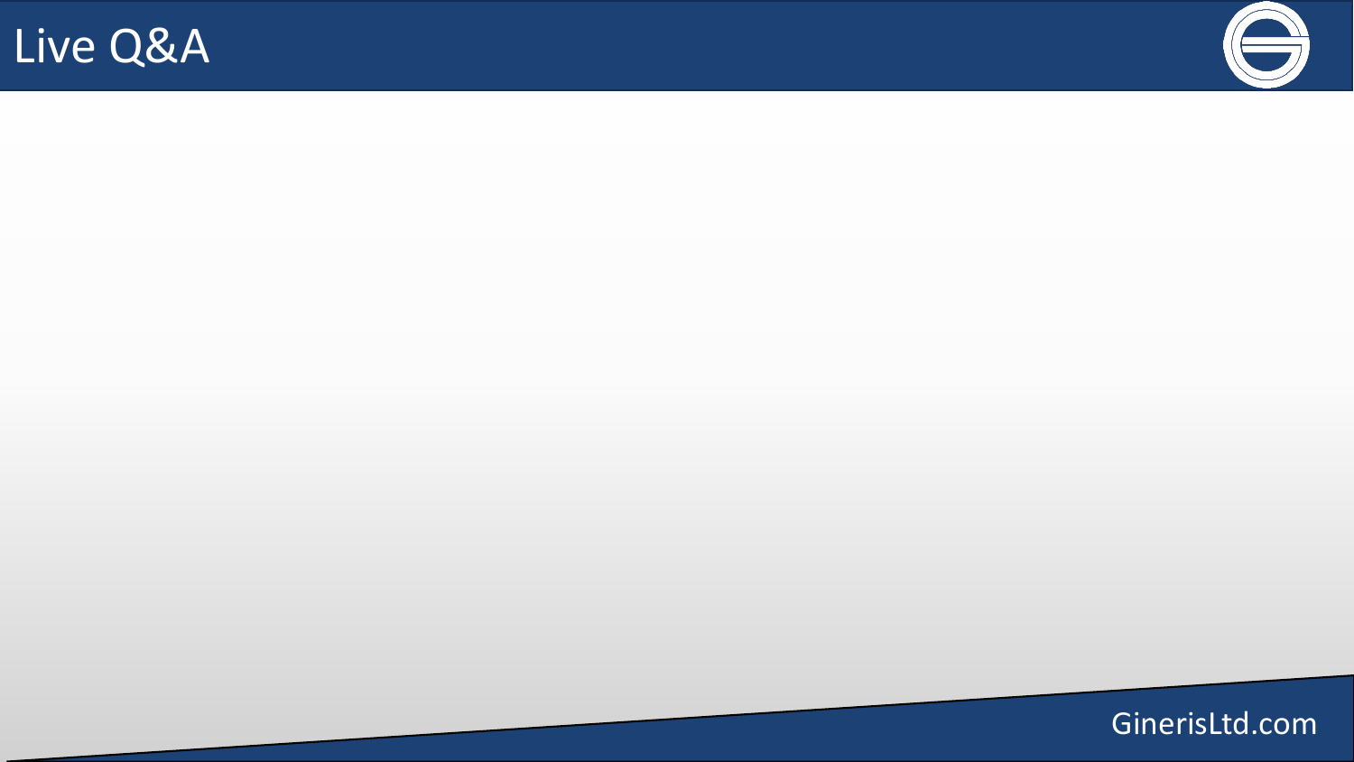# Live Q&A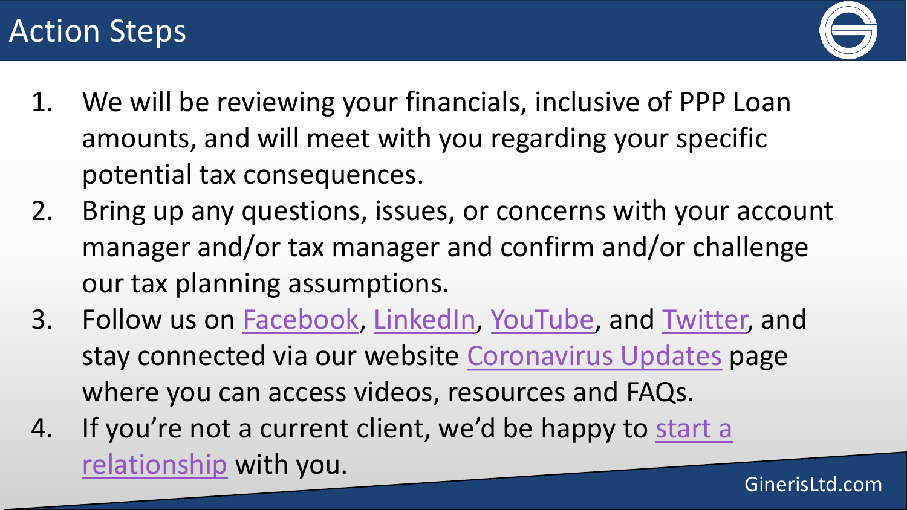# Action Steps

1. We will be reviewing your financials, inclusive of PPP Loan amounts, and will meet with you regarding your specific potential tax consequences.
2. Bring up any questions, issues, or concerns with your account manager and/or tax manager and confirm and/or challenge our tax planning assumptions.
3. Follow us on Facebook, LinkedIn, YouTube, and Twitter, and stay connected via our website Coronavirus Updates page where you can access videos, resources and FAQs.
4. If you're not a current client, we'd be happy to start a relationship with you.

GinerisLtd.com